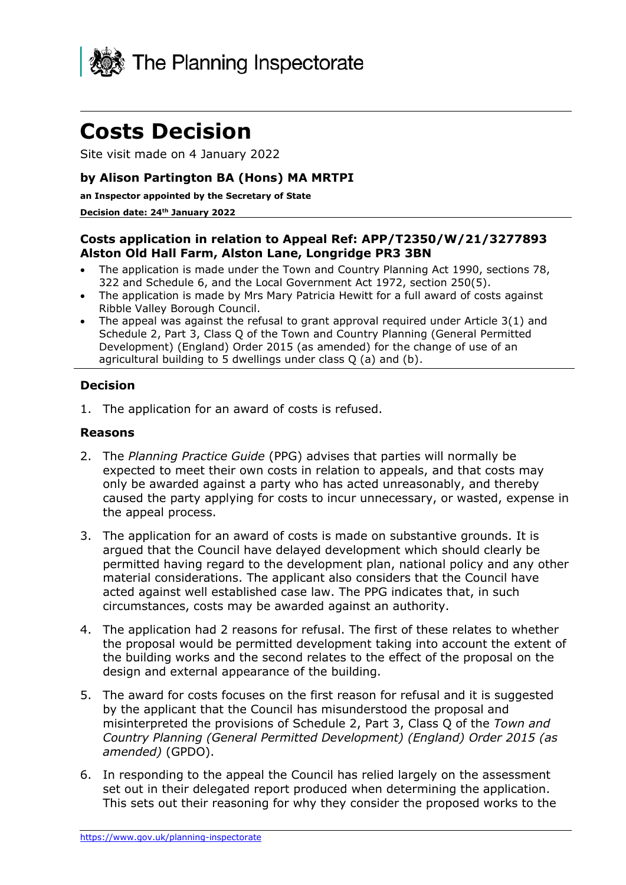The Planning Inspectorate

# Costs Decision

Site visit made on 4 January 2022

### by Alison Partington BA (Hons) MA MRTPI

**an Inspector appointed by the Secretary of State**

**Decision date: 24th January 2022**

---

**Costs application in relation to Appeal Ref: APP/T2350/W/21/3277893**
**Alston Old Hall Farm, Alston Lane, Longridge PR3 3BN**

- The application is made under the Town and Country Planning Act 1990, sections 78, 322 and Schedule 6, and the Local Government Act 1972, section 250(5).
- The application is made by Mrs Mary Patricia Hewitt for a full award of costs against Ribble Valley Borough Council.
- The appeal was against the refusal to grant approval required under Article 3(1) and Schedule 2, Part 3, Class Q of the Town and Country Planning (General Permitted Development) (England) Order 2015 (as amended) for the change of use of an agricultural building to 5 dwellings under class Q (a) and (b).

---

### Decision

1. The application for an award of costs is refused.

### Reasons

2. The *Planning Practice Guide* (PPG) advises that parties will normally be expected to meet their own costs in relation to appeals, and that costs may only be awarded against a party who has acted unreasonably, and thereby caused the party applying for costs to incur unnecessary, or wasted, expense in the appeal process.

3. The application for an award of costs is made on substantive grounds. It is argued that the Council have delayed development which should clearly be permitted having regard to the development plan, national policy and any other material considerations. The applicant also considers that the Council have acted against well established case law. The PPG indicates that, in such circumstances, costs may be awarded against an authority.

4. The application had 2 reasons for refusal. The first of these relates to whether the proposal would be permitted development taking into account the extent of the building works and the second relates to the effect of the proposal on the design and external appearance of the building.

5. The award for costs focuses on the first reason for refusal and it is suggested by the applicant that the Council has misunderstood the proposal and misinterpreted the provisions of Schedule 2, Part 3, Class Q of the *Town and Country Planning (General Permitted Development) (England) Order 2015 (as amended)* (GPDO).

6. In responding to the appeal the Council has relied largely on the assessment set out in their delegated report produced when determining the application. This sets out their reasoning for why they consider the proposed works to the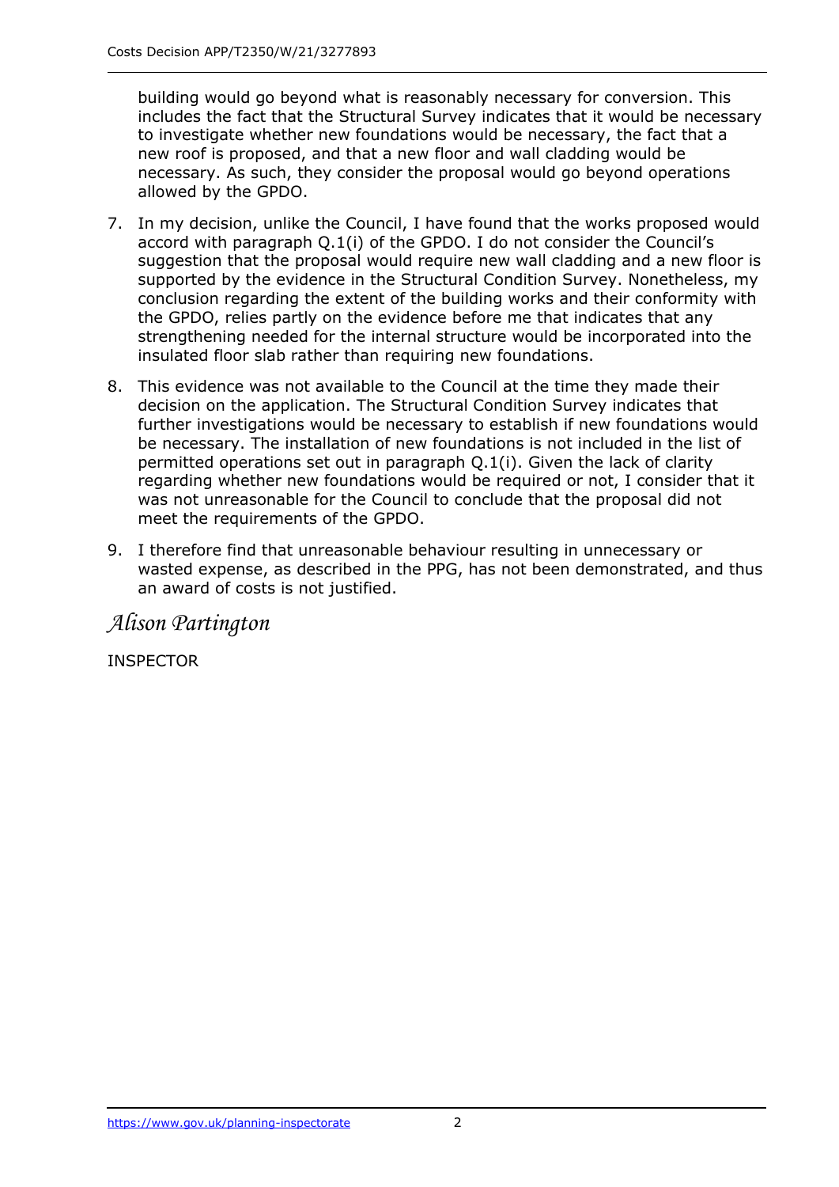building would go beyond what is reasonably necessary for conversion. This includes the fact that the Structural Survey indicates that it would be necessary to investigate whether new foundations would be necessary, the fact that a new roof is proposed, and that a new floor and wall cladding would be necessary. As such, they consider the proposal would go beyond operations allowed by the GPDO.

7. In my decision, unlike the Council, I have found that the works proposed would accord with paragraph Q.1(i) of the GPDO. I do not consider the Council's suggestion that the proposal would require new wall cladding and a new floor is supported by the evidence in the Structural Condition Survey. Nonetheless, my conclusion regarding the extent of the building works and their conformity with the GPDO, relies partly on the evidence before me that indicates that any strengthening needed for the internal structure would be incorporated into the insulated floor slab rather than requiring new foundations.

8. This evidence was not available to the Council at the time they made their decision on the application. The Structural Condition Survey indicates that further investigations would be necessary to establish if new foundations would be necessary. The installation of new foundations is not included in the list of permitted operations set out in paragraph Q.1(i). Given the lack of clarity regarding whether new foundations would be required or not, I consider that it was not unreasonable for the Council to conclude that the proposal did not meet the requirements of the GPDO.

9. I therefore find that unreasonable behaviour resulting in unnecessary or wasted expense, as described in the PPG, has not been demonstrated, and thus an award of costs is not justified.

*Alison Partington*

INSPECTOR